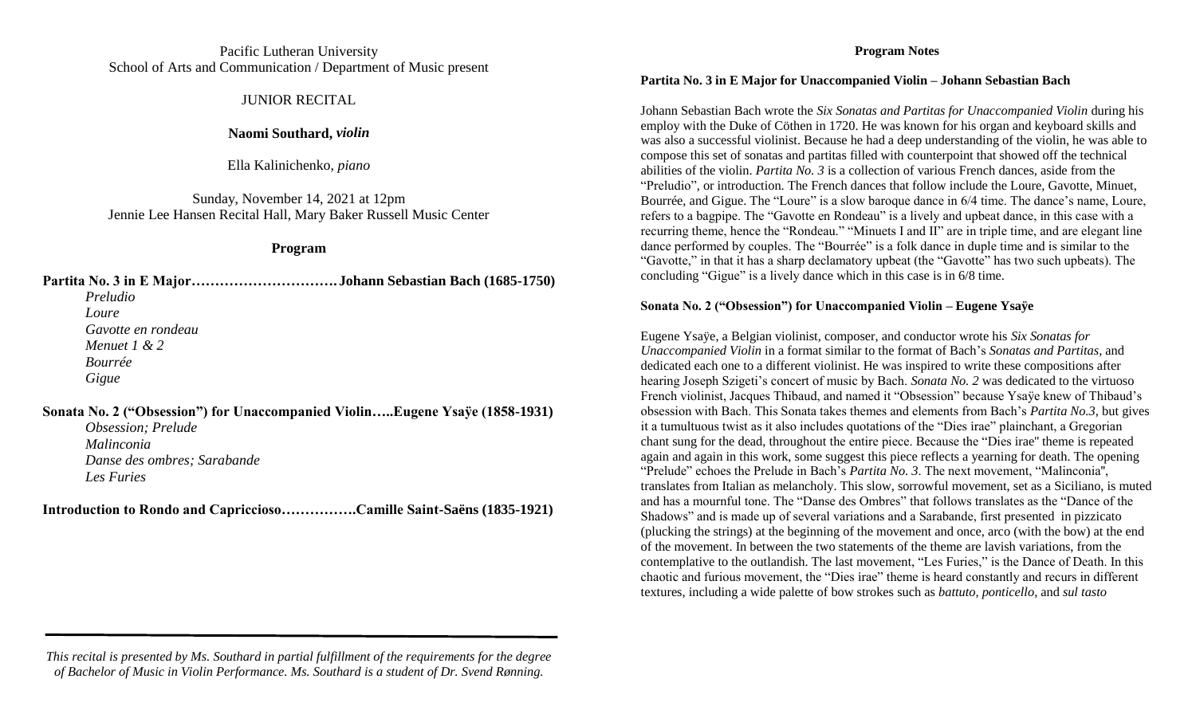Pacific Lutheran University
School of Arts and Communication / Department of Music present

JUNIOR RECITAL

**Naomi Southard, *violin***

Ella Kalinichenko, *piano*

Sunday, November 14, 2021 at 12pm
Jennie Lee Hansen Recital Hall, Mary Baker Russell Music Center

## Program

**Partita No. 3 in E Major…………………………Johann Sebastian Bach (1685-1750)**

*Preludio*
*Loure*
*Gavotte en rondeau*
*Menuet 1 & 2*
*Bourrée*
*Gigue*

**Sonata No. 2 ("Obsession") for Unaccompanied Violin…..Eugene Ysaÿe (1858-1931)**

*Obsession; Prelude*
*Malinconia*
*Danse des ombres; Sarabande*
*Les Furies*

**Introduction to Rondo and Capriccioso…………….Camille Saint-Saëns (1835-1921)**

---

*This recital is presented by Ms. Southard in partial fulfillment of the requirements for the degree of Bachelor of Music in Violin Performance. Ms. Southard is a student of Dr. Svend Rønning.*

## Program Notes

### Partita No. 3 in E Major for Unaccompanied Violin – Johann Sebastian Bach

Johann Sebastian Bach wrote the *Six Sonatas and Partitas for Unaccompanied Violin* during his employ with the Duke of Cöthen in 1720. He was known for his organ and keyboard skills and was also a successful violinist. Because he had a deep understanding of the violin, he was able to compose this set of sonatas and partitas filled with counterpoint that showed off the technical abilities of the violin. *Partita No. 3* is a collection of various French dances, aside from the "Preludio", or introduction. The French dances that follow include the Loure, Gavotte, Minuet, Bourrée, and Gigue. The "Loure" is a slow baroque dance in 6/4 time. The dance's name, Loure, refers to a bagpipe. The "Gavotte en Rondeau" is a lively and upbeat dance, in this case with a recurring theme, hence the "Rondeau." "Minuets I and II" are in triple time, and are elegant line dance performed by couples. The "Bourrée" is a folk dance in duple time and is similar to the "Gavotte," in that it has a sharp declamatory upbeat (the "Gavotte" has two such upbeats). The concluding "Gigue" is a lively dance which in this case is in 6/8 time.

### Sonata No. 2 ("Obsession") for Unaccompanied Violin – Eugene Ysaÿe

Eugene Ysaÿe, a Belgian violinist, composer, and conductor wrote his *Six Sonatas for Unaccompanied Violin* in a format similar to the format of Bach's *Sonatas and Partitas,* and dedicated each one to a different violinist. He was inspired to write these compositions after hearing Joseph Szigeti's concert of music by Bach. *Sonata No. 2* was dedicated to the virtuoso French violinist, Jacques Thibaud, and named it "Obsession" because Ysaÿe knew of Thibaud's obsession with Bach. This Sonata takes themes and elements from Bach's *Partita No.3*, but gives it a tumultuous twist as it also includes quotations of the "Dies irae" plainchant, a Gregorian chant sung for the dead, throughout the entire piece. Because the "Dies irae" theme is repeated again and again in this work, some suggest this piece reflects a yearning for death. The opening "Prelude" echoes the Prelude in Bach's *Partita No. 3*. The next movement, "Malinconia", translates from Italian as melancholy. This slow, sorrowful movement, set as a Siciliano, is muted and has a mournful tone. The "Danse des Ombres" that follows translates as the "Dance of the Shadows" and is made up of several variations and a Sarabande, first presented in pizzicato (plucking the strings) at the beginning of the movement and once, arco (with the bow) at the end of the movement. In between the two statements of the theme are lavish variations, from the contemplative to the outlandish. The last movement, "Les Furies," is the Dance of Death. In this chaotic and furious movement, the "Dies irae" theme is heard constantly and recurs in different textures, including a wide palette of bow strokes such as *battuto, ponticello,* and *sul tasto*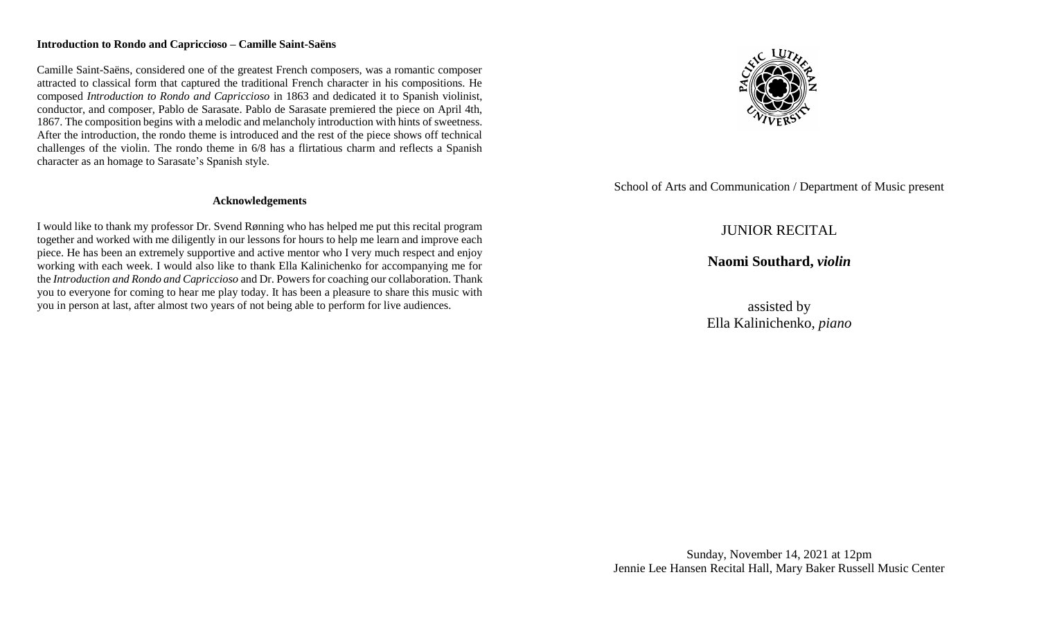**Introduction to Rondo and Capriccioso – Camille Saint-Saëns**

Camille Saint-Saëns, considered one of the greatest French composers, was a romantic composer attracted to classical form that captured the traditional French character in his compositions. He composed *Introduction to Rondo and Capriccioso* in 1863 and dedicated it to Spanish violinist, conductor, and composer, Pablo de Sarasate. Pablo de Sarasate premiered the piece on April 4th, 1867. The composition begins with a melodic and melancholy introduction with hints of sweetness. After the introduction, the rondo theme is introduced and the rest of the piece shows off technical challenges of the violin. The rondo theme in 6/8 has a flirtatious charm and reflects a Spanish character as an homage to Sarasate's Spanish style.

**Acknowledgements**

I would like to thank my professor Dr. Svend Rønning who has helped me put this recital program together and worked with me diligently in our lessons for hours to help me learn and improve each piece. He has been an extremely supportive and active mentor who I very much respect and enjoy working with each week. I would also like to thank Ella Kalinichenko for accompanying me for the *Introduction and Rondo and Capriccioso* and Dr. Powers for coaching our collaboration. Thank you to everyone for coming to hear me play today. It has been a pleasure to share this music with you in person at last, after almost two years of not being able to perform for live audiences.

PACIFIC LUTHERAN UNIVERSITY

School of Arts and Communication / Department of Music present

JUNIOR RECITAL

**Naomi Southard, *violin***

assisted by
Ella Kalinichenko, *piano*

Sunday, November 14, 2021 at 12pm
Jennie Lee Hansen Recital Hall, Mary Baker Russell Music Center